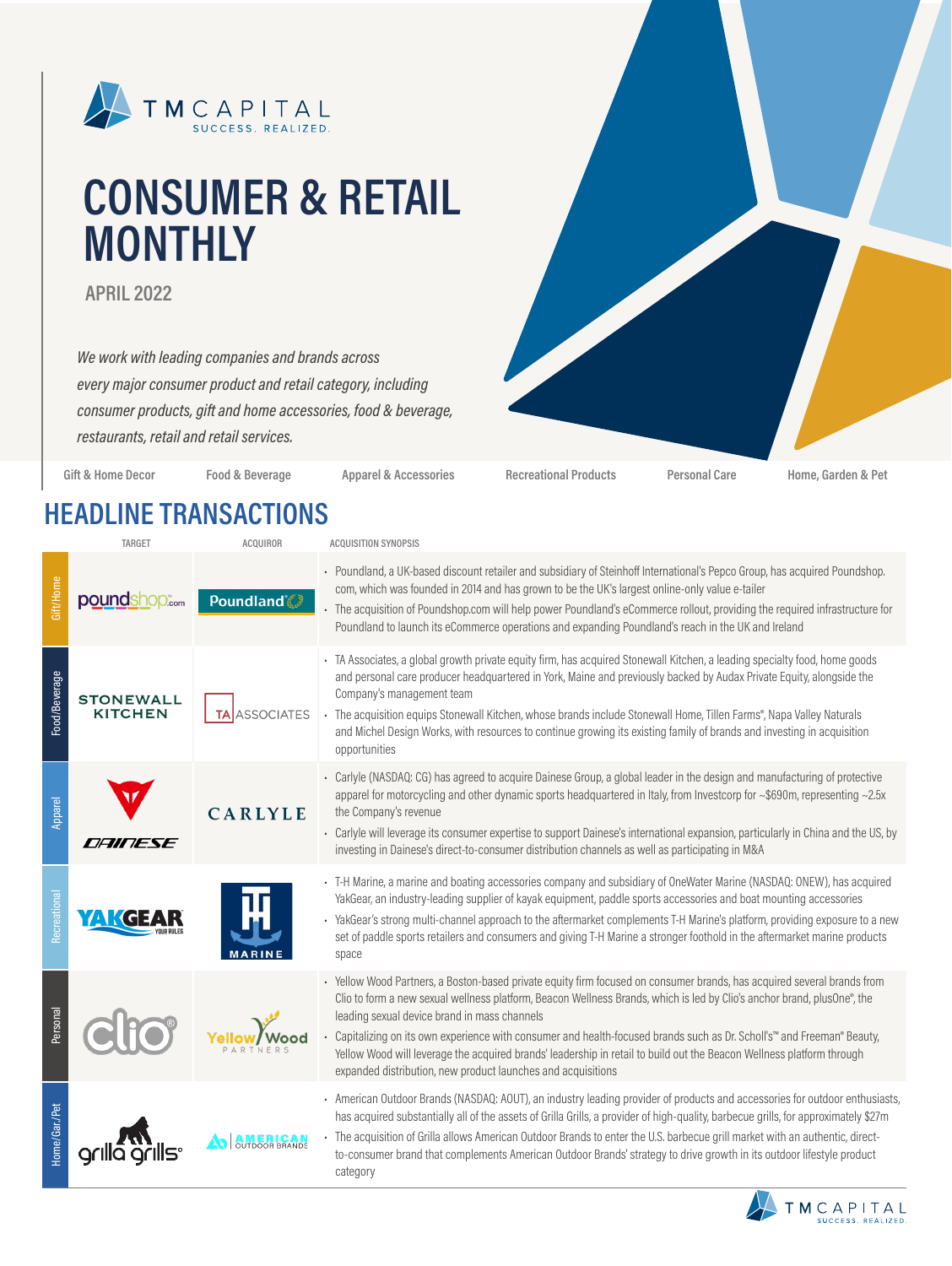# CONSUMER & RETAIL MONTHLY

## APRIL 2022

*We work with leading companies and brands across every major consumer product and retail category, including consumer products, gift and home accessories, food & beverage, restaurants, retail and retail services.*

Gift & Home Decor | Food & Beverage | Apparel & Accessories | Recreational Products | Personal Care | Home, Garden & Pet

## HEADLINE TRANSACTIONS

| | TARGET | ACQUIROR | ACQUISITION SYNOPSIS |
|---|---|---|---|
| Gift/Home | poundshop.com | Poundland | • Poundland, a UK-based discount retailer and subsidiary of Steinhoff International's Pepco Group, has acquired Poundshop.com, which was founded in 2014 and has grown to be the UK's largest online-only value e-tailer<br>• The acquisition of Poundshop.com will help power Poundland's eCommerce rollout, providing the required infrastructure for Poundland to launch its eCommerce operations and expanding Poundland's reach in the UK and Ireland |
| Food/Beverage | Stonewall Kitchen | TA Associates | • TA Associates, a global growth private equity firm, has acquired Stonewall Kitchen, a leading specialty food, home goods and personal care producer headquartered in York, Maine and previously backed by Audax Private Equity, alongside the Company's management team<br>• The acquisition equips Stonewall Kitchen, whose brands include Stonewall Home, Tillen Farms®, Napa Valley Naturals and Michel Design Works, with resources to continue growing its existing family of brands and investing in acquisition opportunities |
| Apparel | Dainese | Carlyle | • Carlyle (NASDAQ: CG) has agreed to acquire Dainese Group, a global leader in the design and manufacturing of protective apparel for motorcycling and other dynamic sports headquartered in Italy, from Investcorp for ~$690m, representing ~2.5x the Company's revenue<br>• Carlyle will leverage its consumer expertise to support Dainese's international expansion, particularly in China and the US, by investing in Dainese's direct-to-consumer distribution channels as well as participating in M&A |
| Recreational | YakGear | T-H Marine | • T-H Marine, a marine and boating accessories company and subsidiary of OneWater Marine (NASDAQ: ONEW), has acquired YakGear, an industry-leading supplier of kayak equipment, paddle sports accessories and boat mounting accessories<br>• YakGear's strong multi-channel approach to the aftermarket complements T-H Marine's platform, providing exposure to a new set of paddle sports retailers and consumers and giving T-H Marine a stronger foothold in the aftermarket marine products space |
| Personal | Clio | Yellow Wood Partners | • Yellow Wood Partners, a Boston-based private equity firm focused on consumer brands, has acquired several brands from Clio to form a new sexual wellness platform, Beacon Wellness Brands, which is led by Clio's anchor brand, plusOne®, the leading sexual device brand in mass channels<br>• Capitalizing on its own experience with consumer and health-focused brands such as Dr. Scholl's™ and Freeman® Beauty, Yellow Wood will leverage the acquired brands' leadership in retail to build out the Beacon Wellness platform through expanded distribution, new product launches and acquisitions |
| Home/Gar./Pet | Grilla Grills | American Outdoor Brands | • American Outdoor Brands (NASDAQ: AOUT), an industry leading provider of products and accessories for outdoor enthusiasts, has acquired substantially all of the assets of Grilla Grills, a provider of high-quality, barbecue grills, for approximately $27m<br>• The acquisition of Grilla allows American Outdoor Brands to enter the U.S. barbecue grill market with an authentic, direct-to-consumer brand that complements American Outdoor Brands' strategy to drive growth in its outdoor lifestyle product category |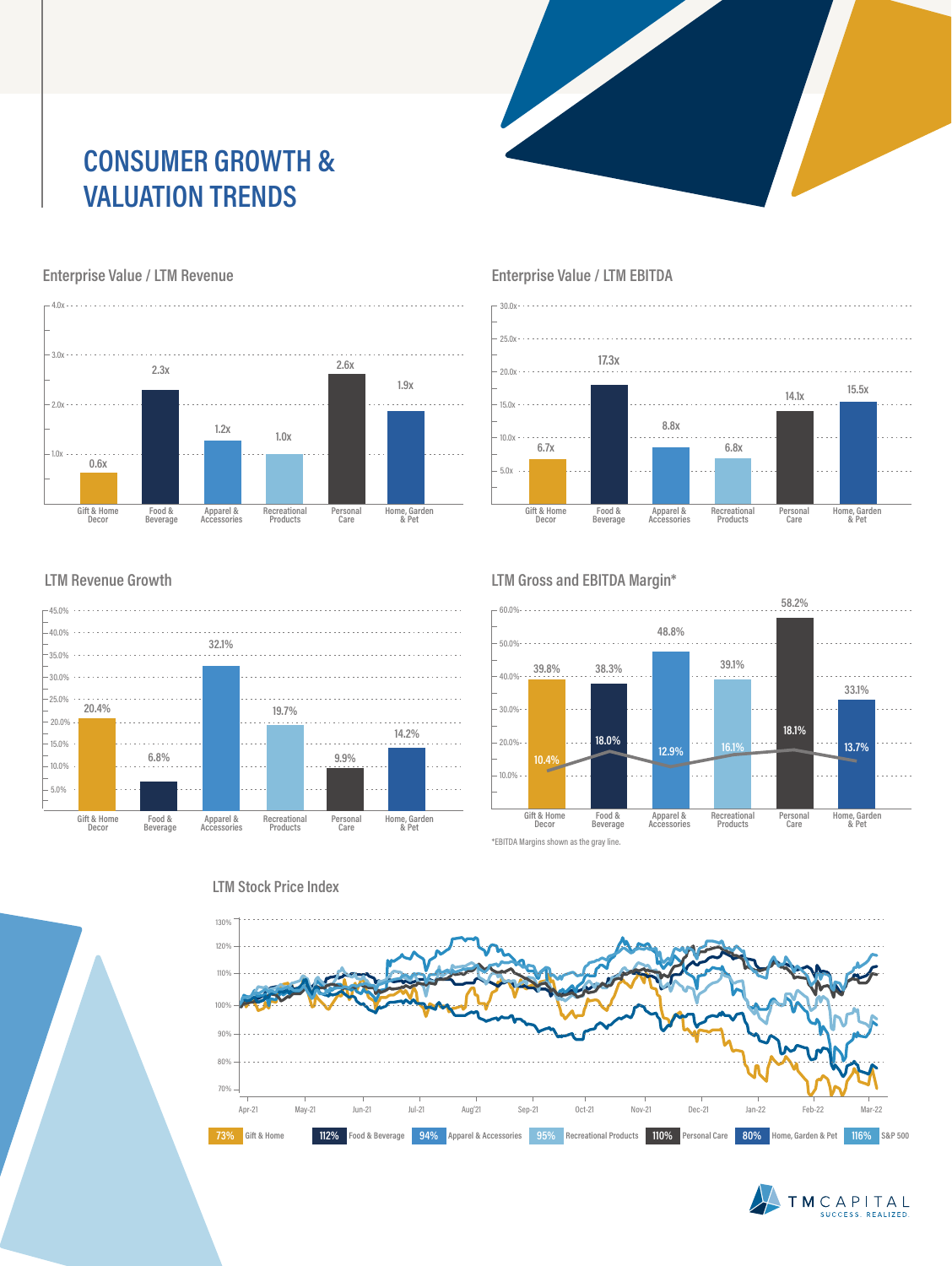# CONSUMER GROWTH & VALUATION TRENDS

## Enterprise Value / LTM Revenue

| Sector | EV / LTM Revenue |
|---|---|
| Gift & Home Decor | 0.6x |
| Food & Beverage | 2.3x |
| Apparel & Accessories | 1.2x |
| Recreational Products | 1.0x |
| Personal Care | 2.6x |
| Home, Garden & Pet | 1.9x |

## Enterprise Value / LTM EBITDA

| Sector | EV / LTM EBITDA |
|---|---|
| Gift & Home Decor | 6.7x |
| Food & Beverage | 17.3x |
| Apparel & Accessories | 8.8x |
| Recreational Products | 6.8x |
| Personal Care | 14.1x |
| Home, Garden & Pet | 15.5x |

## LTM Revenue Growth

| Sector | LTM Revenue Growth |
|---|---|
| Gift & Home Decor | 20.4% |
| Food & Beverage | 6.8% |
| Apparel & Accessories | 32.1% |
| Recreational Products | 19.7% |
| Personal Care | 9.9% |
| Home, Garden & Pet | 14.2% |

## LTM Gross and EBITDA Margin*

| Sector | Gross Margin | EBITDA Margin |
|---|---|---|
| Gift & Home Decor | 39.8% | 10.4% |
| Food & Beverage | 38.3% | 18.0% |
| Apparel & Accessories | 48.8% | 12.9% |
| Recreational Products | 39.1% | 16.1% |
| Personal Care | 58.2% | 18.1% |
| Home, Garden & Pet | 33.1% | 13.7% |

*EBITDA Margins shown as the gray line.

## LTM Stock Price Index

| Index | LTM Stock Price Index |
|---|---|
| Gift & Home | 73% |
| Food & Beverage | 112% |
| Apparel & Accessories | 94% |
| Recreational Products | 95% |
| Personal Care | 110% |
| Home, Garden & Pet | 80% |
| S&P 500 | 116% |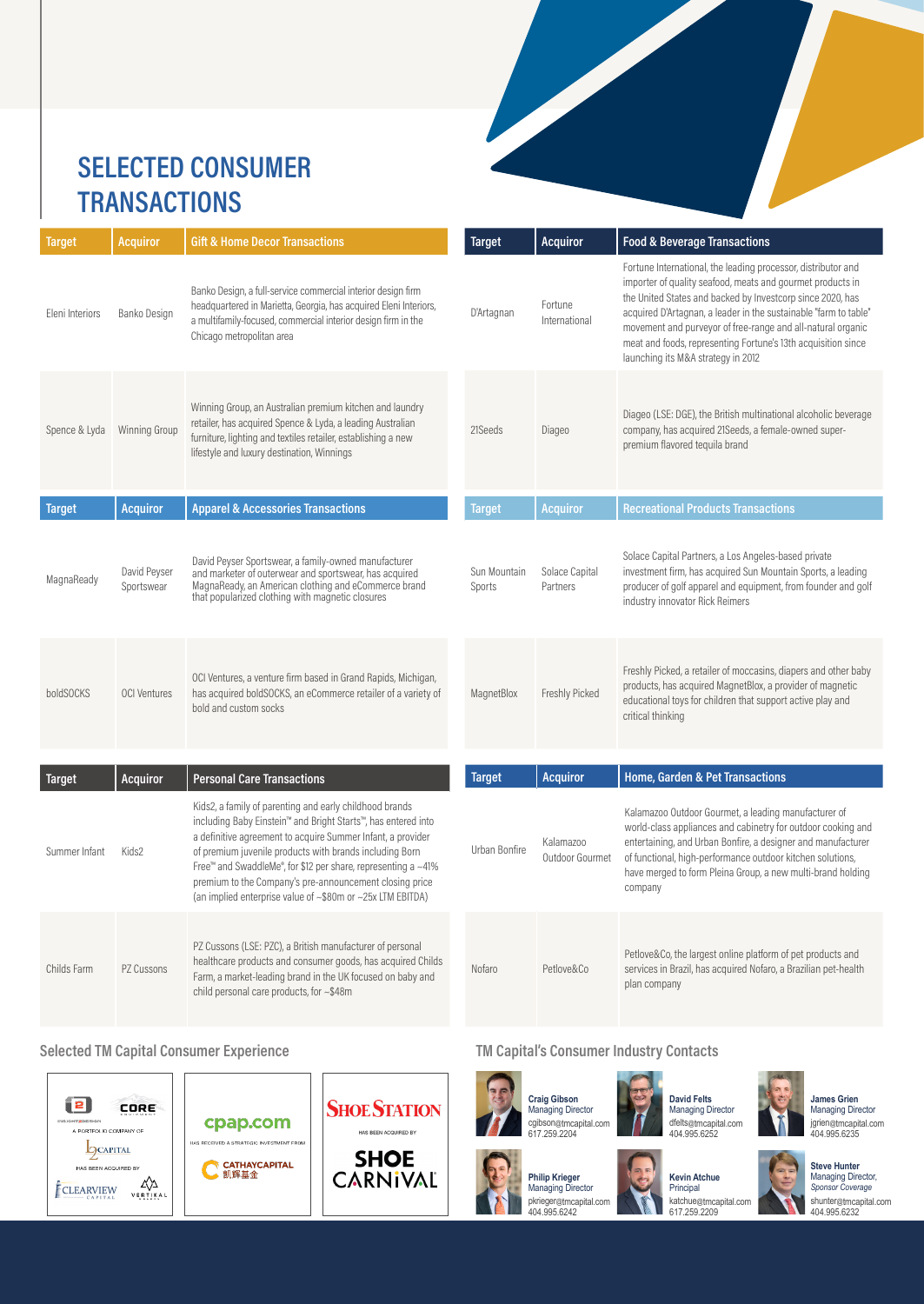# SELECTED CONSUMER TRANSACTIONS

| Target | Acquiror | Gift & Home Decor Transactions |
|---|---|---|
| Eleni Interiors | Banko Design | Banko Design, a full-service commercial interior design firm headquartered in Marietta, Georgia, has acquired Eleni Interiors, a multifamily-focused, commercial interior design firm in the Chicago metropolitan area |
| Spence & Lyda | Winning Group | Winning Group, an Australian premium kitchen and laundry retailer, has acquired Spence & Lyda, a leading Australian furniture, lighting and textiles retailer, establishing a new lifestyle and luxury destination, Winnings |

| Target | Acquiror | Food & Beverage Transactions |
|---|---|---|
| D'Artagnan | Fortune International | Fortune International, the leading processor, distributor and importer of quality seafood, meats and gourmet products in the United States and backed by Investcorp since 2020, has acquired D'Artagnan, a leader in the sustainable "farm to table" movement and purveyor of free-range and all-natural organic meat and foods, representing Fortune's 13th acquisition since launching its M&A strategy in 2012 |
| 21Seeds | Diageo | Diageo (LSE: DGE), the British multinational alcoholic beverage company, has acquired 21Seeds, a female-owned super-premium flavored tequila brand |

| Target | Acquiror | Apparel & Accessories Transactions |
|---|---|---|
| MagnaReady | David Peyser Sportswear | David Peyser Sportswear, a family-owned manufacturer and marketer of outerwear and sportswear, has acquired MagnaReady, an American clothing and eCommerce brand that popularized clothing with magnetic closures |
| boldSOCKS | OCI Ventures | OCI Ventures, a venture firm based in Grand Rapids, Michigan, has acquired boldSOCKS, an eCommerce retailer of a variety of bold and custom socks |

| Target | Acquiror | Recreational Products Transactions |
|---|---|---|
| Sun Mountain Sports | Solace Capital Partners | Solace Capital Partners, a Los Angeles-based private investment firm, has acquired Sun Mountain Sports, a leading producer of golf apparel and equipment, from founder and golf industry innovator Rick Reimers |
| MagnetBlox | Freshly Picked | Freshly Picked, a retailer of moccasins, diapers and other baby products, has acquired MagnetBlox, a provider of magnetic educational toys for children that support active play and critical thinking |

| Target | Acquiror | Personal Care Transactions |
|---|---|---|
| Summer Infant | Kids2 | Kids2, a family of parenting and early childhood brands including Baby Einstein™ and Bright Starts™, has entered into a definitive agreement to acquire Summer Infant, a provider of premium juvenile products with brands including Born Free™ and SwaddleMe®, for $12 per share, representing a ~41% premium to the Company's pre-announcement closing price (an implied enterprise value of ~$80m or ~25x LTM EBITDA) |
| Childs Farm | PZ Cussons | PZ Cussons (LSE: PZC), a British manufacturer of personal healthcare products and consumer goods, has acquired Childs Farm, a market-leading brand in the UK focused on baby and child personal care products, for ~$48m |

| Target | Acquiror | Home, Garden & Pet Transactions |
|---|---|---|
| Urban Bonfire | Kalamazoo Outdoor Gourmet | Kalamazoo Outdoor Gourmet, a leading manufacturer of world-class appliances and cabinetry for outdoor cooking and entertaining, and Urban Bonfire, a designer and manufacturer of functional, high-performance outdoor kitchen solutions, have merged to form Pleina Group, a new multi-brand holding company |
| Nofaro | Petlove&Co | Petlove&Co, the largest online platform of pet products and services in Brazil, has acquired Nofaro, a Brazilian pet-health plan company |

## Selected TM Capital Consumer Experience

CORE — A PORTFOLIO COMPANY OF L2 CAPITAL — HAS BEEN ACQUIRED BY CLEARVIEW CAPITAL / VERTIKAL

cpap.com — HAS RECEIVED A STRATEGIC INVESTMENT FROM CATHAYCAPITAL 凯辉基金

SHOE STATION — HAS BEEN ACQUIRED BY SHOE CARNIVAL

## TM Capital's Consumer Industry Contacts

**Craig Gibson**
Managing Director
cgibson@tmcapital.com
617.259.2204

**David Felts**
Managing Director
dfelts@tmcapital.com
404.995.6252

**James Grien**
Managing Director
jgrien@tmcapital.com
404.995.6235

**Philip Krieger**
Managing Director
pkrieger@tmcapital.com
404.995.6242

**Kevin Atchue**
Principal
katchue@tmcapital.com
617.259.2209

**Steve Hunter**
Managing Director,
*Sponsor Coverage*
shunter@tmcapital.com
404.995.6232